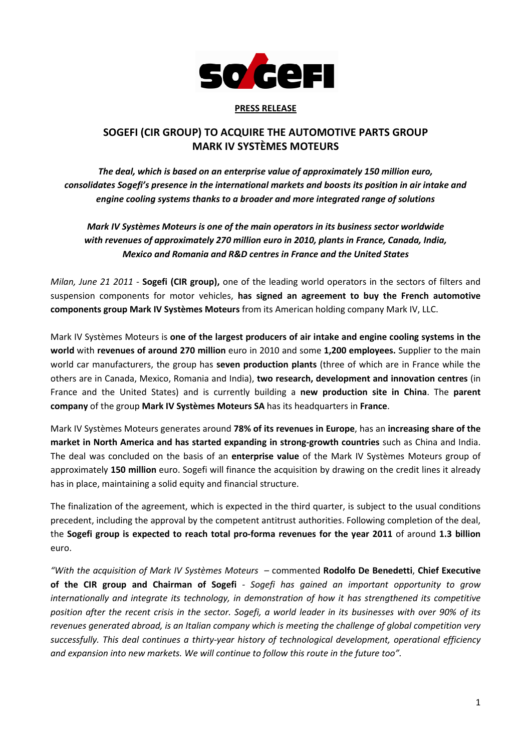**PRESS RELEASE**

# SOGEFI (CIR GROUP) TO ACQUIRE THE AUTOMOTIVE PARTS GROUP MARK IV SYSTÈMES MOTEURS

***The deal, which is based on an enterprise value of approximately 150 million euro, consolidates Sogefi's presence in the international markets and boosts its position in air intake and engine cooling systems thanks to a broader and more integrated range of solutions***

***Mark IV Systèmes Moteurs is one of the main operators in its business sector worldwide with revenues of approximately 270 million euro in 2010, plants in France, Canada, India, Mexico and Romania and R&D centres in France and the United States***

*Milan, June 21 2011* - **Sogefi (CIR group),** one of the leading world operators in the sectors of filters and suspension components for motor vehicles, **has signed an agreement to buy the French automotive components group Mark IV Systèmes Moteurs** from its American holding company Mark IV, LLC.

Mark IV Systèmes Moteurs is **one of the largest producers of air intake and engine cooling systems in the world** with **revenues of around 270 million** euro in 2010 and some **1,200 employees.** Supplier to the main world car manufacturers, the group has **seven production plants** (three of which are in France while the others are in Canada, Mexico, Romania and India), **two research, development and innovation centres** (in France and the United States) and is currently building a **new production site in China**. The **parent company** of the group **Mark IV Systèmes Moteurs SA** has its headquarters in **France**.

Mark IV Systèmes Moteurs generates around **78% of its revenues in Europe**, has an **increasing share of the market in North America and has started expanding in strong-growth countries** such as China and India. The deal was concluded on the basis of an **enterprise value** of the Mark IV Systèmes Moteurs group of approximately **150 million** euro. Sogefi will finance the acquisition by drawing on the credit lines it already has in place, maintaining a solid equity and financial structure.

The finalization of the agreement, which is expected in the third quarter, is subject to the usual conditions precedent, including the approval by the competent antitrust authorities. Following completion of the deal, the **Sogefi group is expected to reach total pro-forma revenues for the year 2011** of around **1.3 billion** euro.

*"With the acquisition of Mark IV Systèmes Moteurs* – commented **Rodolfo De Benedetti**, **Chief Executive of the CIR group and Chairman of Sogefi** - *Sogefi has gained an important opportunity to grow internationally and integrate its technology, in demonstration of how it has strengthened its competitive position after the recent crisis in the sector. Sogefi, a world leader in its businesses with over 90% of its revenues generated abroad, is an Italian company which is meeting the challenge of global competition very successfully. This deal continues a thirty-year history of technological development, operational efficiency and expansion into new markets. We will continue to follow this route in the future too".*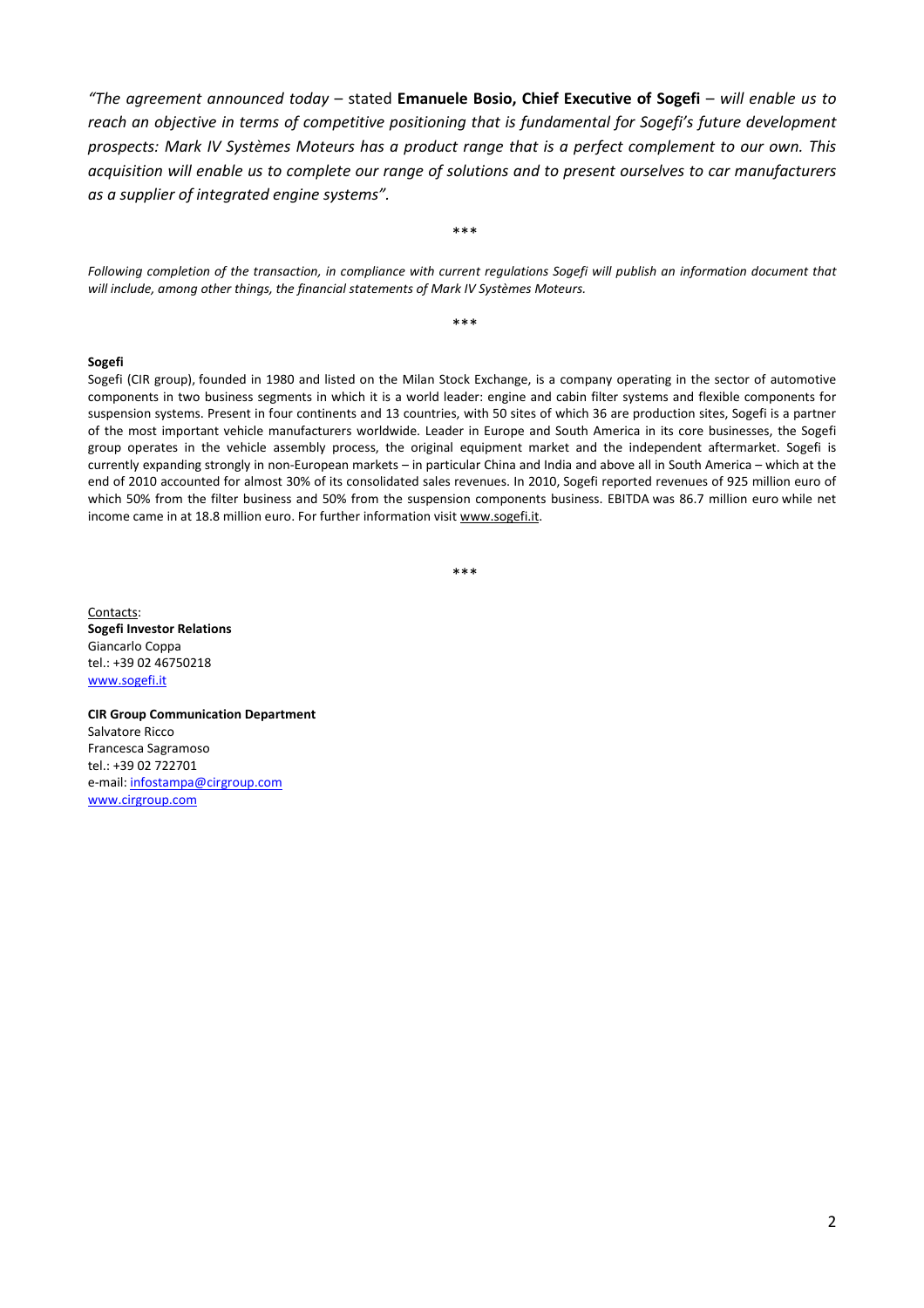*"The agreement announced today* – stated **Emanuele Bosio, Chief Executive of Sogefi** – *will enable us to reach an objective in terms of competitive positioning that is fundamental for Sogefi's future development prospects: Mark IV Systèmes Moteurs has a product range that is a perfect complement to our own. This acquisition will enable us to complete our range of solutions and to present ourselves to car manufacturers as a supplier of integrated engine systems".*

\*\*\*

*Following completion of the transaction, in compliance with current regulations Sogefi will publish an information document that will include, among other things, the financial statements of Mark IV Systèmes Moteurs.*

\*\*\*

**Sogefi**

Sogefi (CIR group), founded in 1980 and listed on the Milan Stock Exchange, is a company operating in the sector of automotive components in two business segments in which it is a world leader: engine and cabin filter systems and flexible components for suspension systems. Present in four continents and 13 countries, with 50 sites of which 36 are production sites, Sogefi is a partner of the most important vehicle manufacturers worldwide. Leader in Europe and South America in its core businesses, the Sogefi group operates in the vehicle assembly process, the original equipment market and the independent aftermarket. Sogefi is currently expanding strongly in non-European markets – in particular China and India and above all in South America – which at the end of 2010 accounted for almost 30% of its consolidated sales revenues. In 2010, Sogefi reported revenues of 925 million euro of which 50% from the filter business and 50% from the suspension components business. EBITDA was 86.7 million euro while net income came in at 18.8 million euro. For further information visit www.sogefi.it.

\*\*\*

Contacts:
**Sogefi Investor Relations**
Giancarlo Coppa
tel.: +39 02 46750218
www.sogefi.it

**CIR Group Communication Department**
Salvatore Ricco
Francesca Sagramoso
tel.: +39 02 722701
e-mail: infostampa@cirgroup.com
www.cirgroup.com